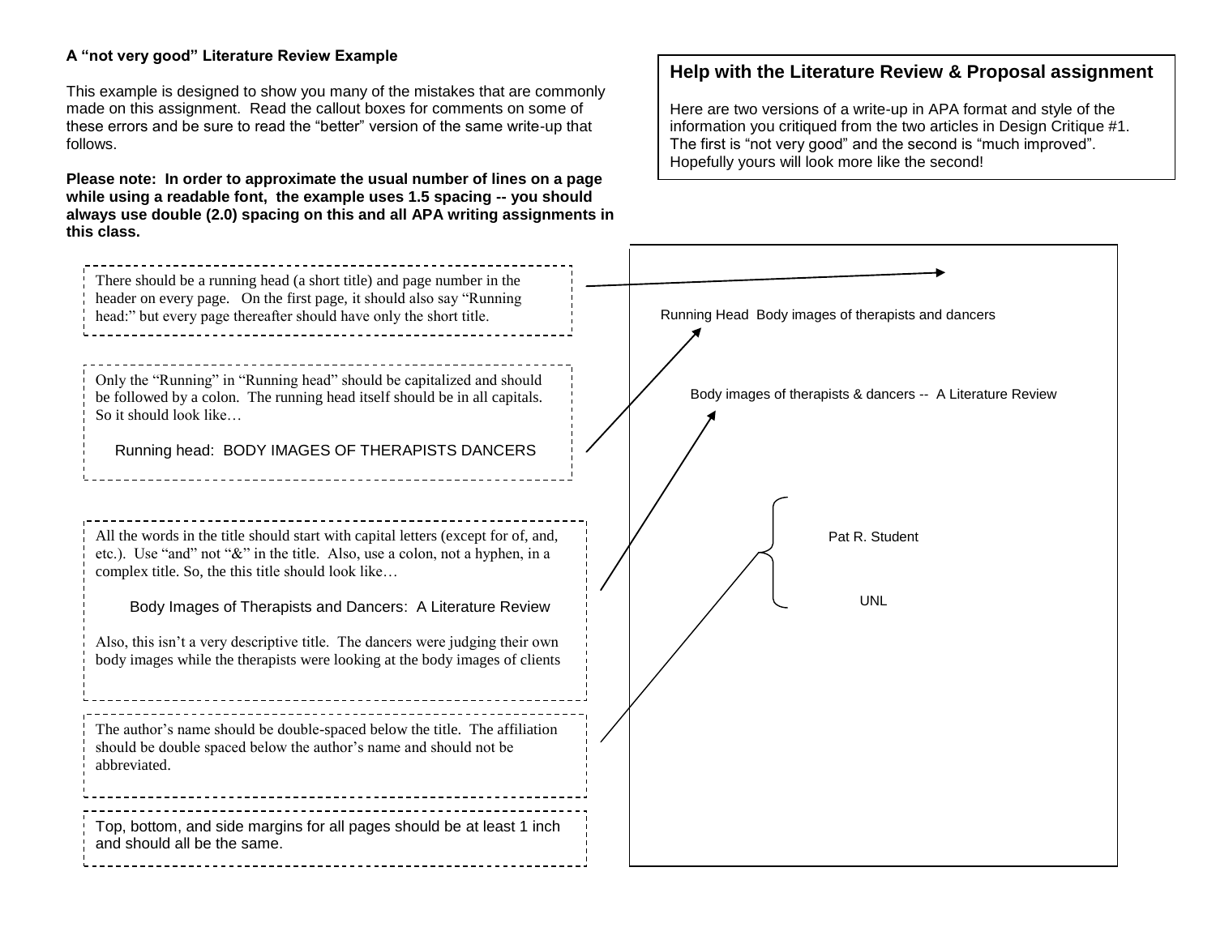**A "not very good" Literature Review Example**

This example is designed to show you many of the mistakes that are commonly made on this assignment. Read the callout boxes for comments on some of these errors and be sure to read the "better" version of the same write-up that follows.

**Please note: In order to approximate the usual number of lines on a page while using a readable font, the example uses 1.5 spacing -- you should always use double (2.0) spacing on this and all APA writing assignments in this class.**

## Help with the Literature Review & Proposal assignment

Here are two versions of a write-up in APA format and style of the information you critiqued from the two articles in Design Critique #1. The first is "not very good" and the second is "much improved". Hopefully yours will look more like the second!

---

There should be a running head (a short title) and page number in the header on every page. On the first page, it should also say "Running head:" but every page thereafter should have only the short title.

---

Only the "Running" in "Running head" should be capitalized and should be followed by a colon. The running head itself should be in all capitals. So it should look like…

Running head: BODY IMAGES OF THERAPISTS DANCERS

---

All the words in the title should start with capital letters (except for of, and, etc.). Use "and" not "&" in the title. Also, use a colon, not a hyphen, in a complex title. So, the this title should look like…

Body Images of Therapists and Dancers: A Literature Review

Also, this isn't a very descriptive title. The dancers were judging their own body images while the therapists were looking at the body images of clients

---

The author's name should be double-spaced below the title. The affiliation should be double spaced below the author's name and should not be abbreviated.

---

Top, bottom, and side margins for all pages should be at least 1 inch and should all be the same.

---

Running Head Body images of therapists and dancers

Body images of therapists & dancers -- A Literature Review

Pat R. Student

UNL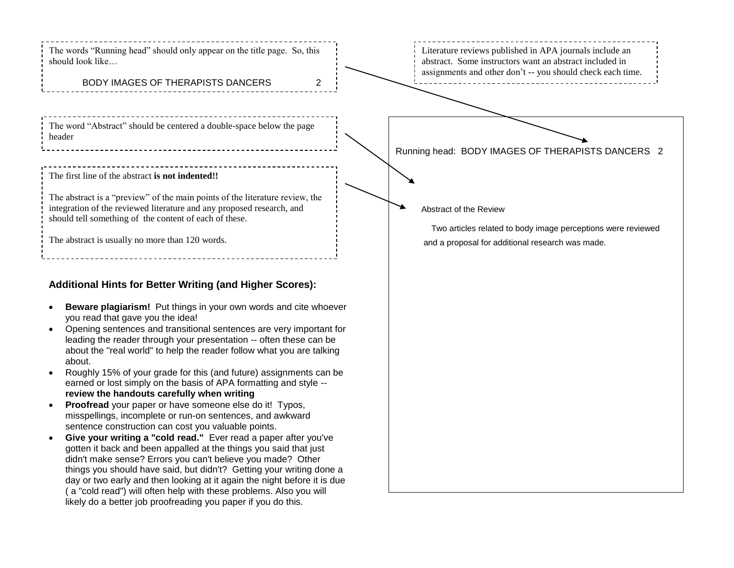The words "Running head" should only appear on the title page. So, this should look like…

BODY IMAGES OF THERAPISTS DANCERS 2

The word "Abstract" should be centered a double-space below the page header

The first line of the abstract **is not indented!!**

The abstract is a "preview" of the main points of the literature review, the integration of the reviewed literature and any proposed research, and should tell something of the content of each of these.

The abstract is usually no more than 120 words.

Literature reviews published in APA journals include an abstract. Some instructors want an abstract included in assignments and other don't -- you should check each time.

Running head: BODY IMAGES OF THERAPISTS DANCERS 2

Abstract of the Review

Two articles related to body image perceptions were reviewed and a proposal for additional research was made.

### Additional Hints for Better Writing (and Higher Scores):

- **Beware plagiarism!** Put things in your own words and cite whoever you read that gave you the idea!
- Opening sentences and transitional sentences are very important for leading the reader through your presentation -- often these can be about the "real world" to help the reader follow what you are talking about.
- Roughly 15% of your grade for this (and future) assignments can be earned or lost simply on the basis of APA formatting and style -- **review the handouts carefully when writing**
- **Proofread** your paper or have someone else do it! Typos, misspellings, incomplete or run-on sentences, and awkward sentence construction can cost you valuable points.
- **Give your writing a "cold read."** Ever read a paper after you've gotten it back and been appalled at the things you said that just didn't make sense? Errors you can't believe you made? Other things you should have said, but didn't? Getting your writing done a day or two early and then looking at it again the night before it is due ( a "cold read") will often help with these problems. Also you will likely do a better job proofreading you paper if you do this.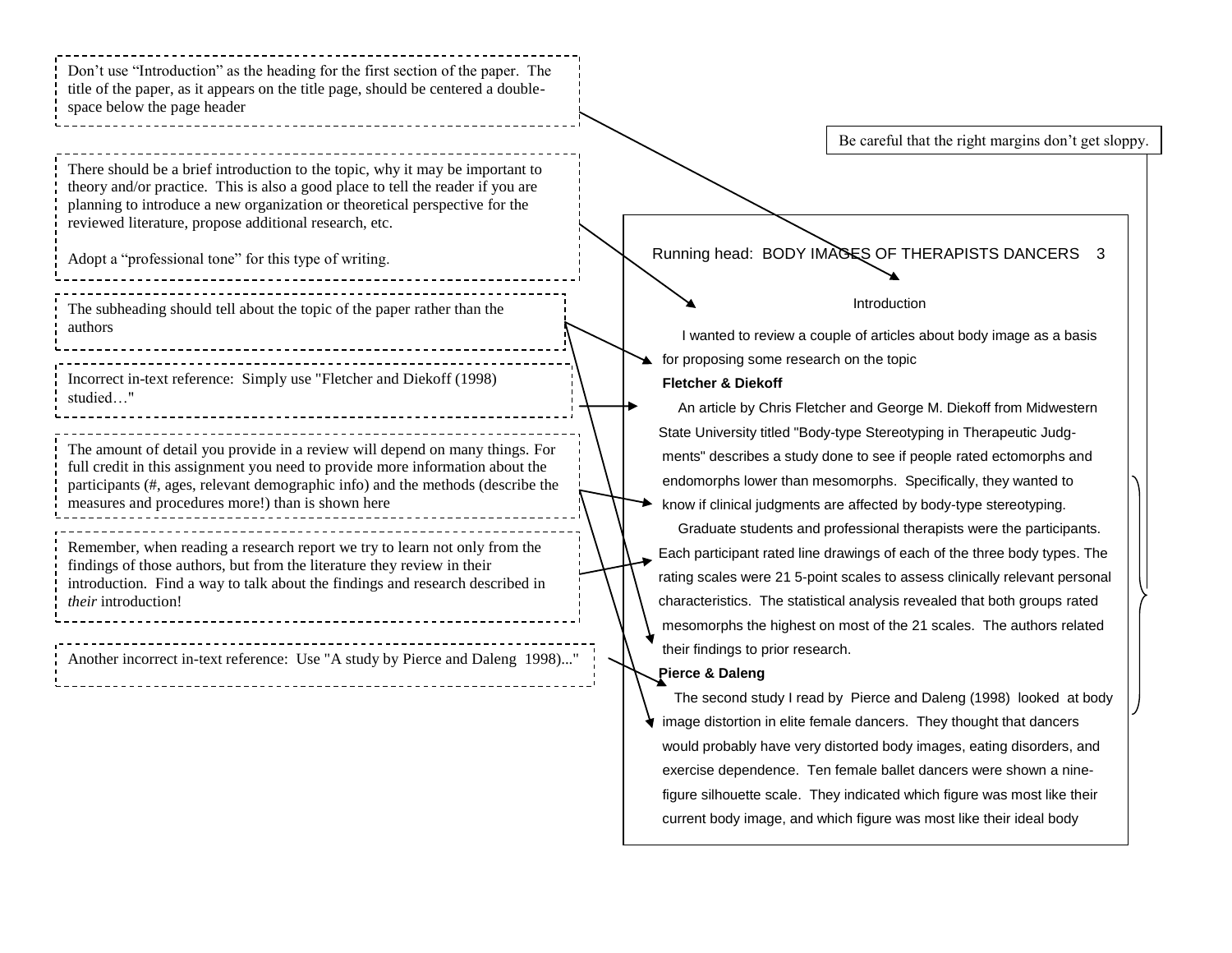Don't use "Introduction" as the heading for the first section of the paper. The title of the paper, as it appears on the title page, should be centered a double-space below the page header

There should be a brief introduction to the topic, why it may be important to theory and/or practice. This is also a good place to tell the reader if you are planning to introduce a new organization or theoretical perspective for the reviewed literature, propose additional research, etc.

Adopt a "professional tone" for this type of writing.

The subheading should tell about the topic of the paper rather than the authors

Incorrect in-text reference: Simply use "Fletcher and Diekoff (1998) studied…"

The amount of detail you provide in a review will depend on many things. For full credit in this assignment you need to provide more information about the participants (#, ages, relevant demographic info) and the methods (describe the measures and procedures more!) than is shown here

Remember, when reading a research report we try to learn not only from the findings of those authors, but from the literature they review in their introduction. Find a way to talk about the findings and research described in *their* introduction!

Another incorrect in-text reference: Use "A study by Pierce and Daleng 1998)..."

Be careful that the right margins don't get sloppy.

---

Running head: BODY IMAGES OF THERAPISTS DANCERS 3

Introduction

I wanted to review a couple of articles about body image as a basis for proposing some research on the topic

**Fletcher & Diekoff**

An article by Chris Fletcher and George M. Diekoff from Midwestern State University titled "Body-type Stereotyping in Therapeutic Judgments" describes a study done to see if people rated ectomorphs and endomorphs lower than mesomorphs. Specifically, they wanted to know if clinical judgments are affected by body-type stereotyping.

Graduate students and professional therapists were the participants. Each participant rated line drawings of each of the three body types. The rating scales were 21 5-point scales to assess clinically relevant personal characteristics. The statistical analysis revealed that both groups rated mesomorphs the highest on most of the 21 scales. The authors related their findings to prior research.

**Pierce & Daleng**

The second study I read by Pierce and Daleng (1998) looked at body image distortion in elite female dancers. They thought that dancers would probably have very distorted body images, eating disorders, and exercise dependence. Ten female ballet dancers were shown a nine-figure silhouette scale. They indicated which figure was most like their current body image, and which figure was most like their ideal body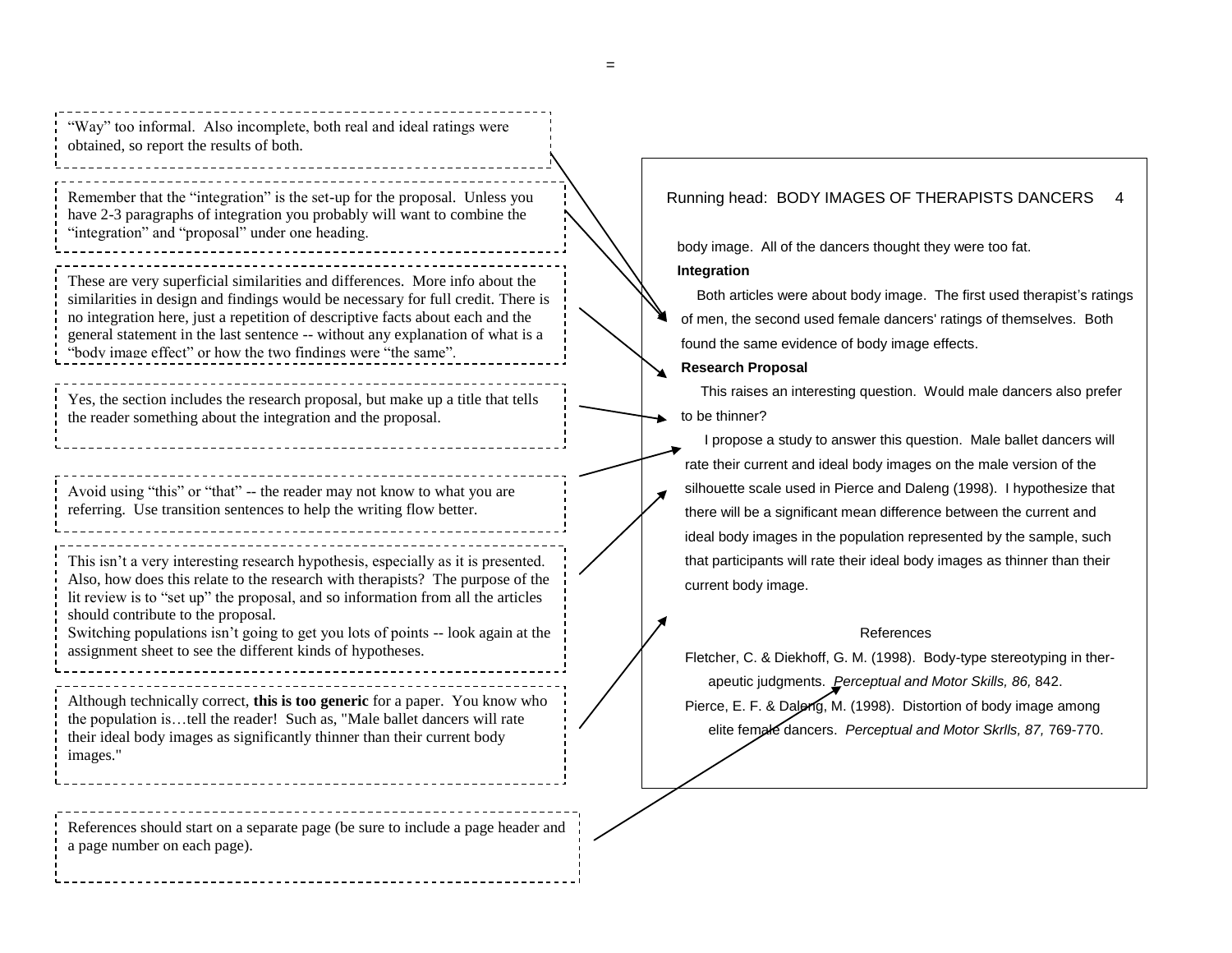=

"Way" too informal. Also incomplete, both real and ideal ratings were obtained, so report the results of both.

Remember that the "integration" is the set-up for the proposal. Unless you have 2-3 paragraphs of integration you probably will want to combine the "integration" and "proposal" under one heading.

These are very superficial similarities and differences. More info about the similarities in design and findings would be necessary for full credit. There is no integration here, just a repetition of descriptive facts about each and the general statement in the last sentence -- without any explanation of what is a "body image effect" or how the two findings were "the same".

Yes, the section includes the research proposal, but make up a title that tells the reader something about the integration and the proposal.

Avoid using "this" or "that" -- the reader may not know to what you are referring. Use transition sentences to help the writing flow better.

This isn't a very interesting research hypothesis, especially as it is presented. Also, how does this relate to the research with therapists? The purpose of the lit review is to "set up" the proposal, and so information from all the articles should contribute to the proposal.
Switching populations isn't going to get you lots of points -- look again at the assignment sheet to see the different kinds of hypotheses.

Although technically correct, **this is too generic** for a paper. You know who the population is…tell the reader! Such as, "Male ballet dancers will rate their ideal body images as significantly thinner than their current body images."

References should start on a separate page (be sure to include a page header and a page number on each page).

---

body image. All of the dancers thought they were too fat.

**Integration**

Both articles were about body image. The first used therapist's ratings of men, the second used female dancers' ratings of themselves. Both found the same evidence of body image effects.

**Research Proposal**

This raises an interesting question. Would male dancers also prefer to be thinner?

I propose a study to answer this question. Male ballet dancers will rate their current and ideal body images on the male version of the silhouette scale used in Pierce and Daleng (1998). I hypothesize that there will be a significant mean difference between the current and ideal body images in the population represented by the sample, such that participants will rate their ideal body images as thinner than their current body image.

References

Fletcher, C. & Diekhoff, G. M. (1998). Body-type stereotyping in therapeutic judgments. *Perceptual and Motor Skills, 86,* 842.

Pierce, E. F. & Daleng, M. (1998). Distortion of body image among elite female dancers. *Perceptual and Motor Skrlls, 87,* 769-770.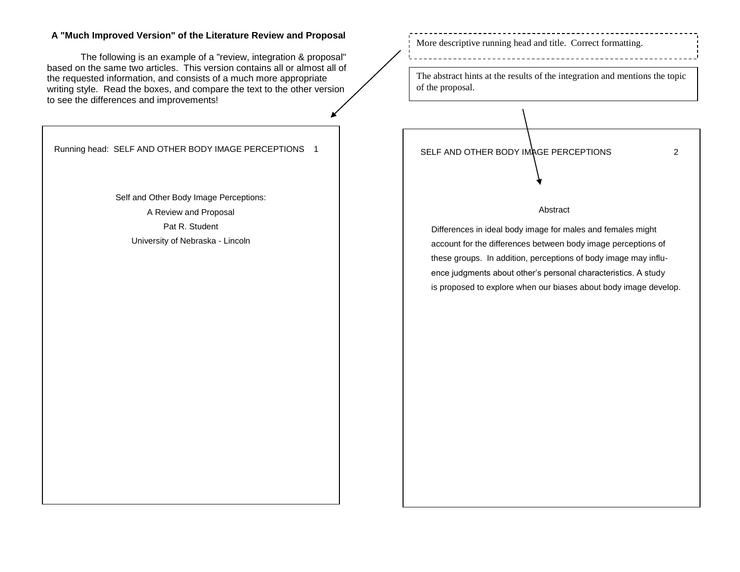## A "Much Improved Version" of the Literature Review and Proposal

The following is an example of a "review, integration & proposal" based on the same two articles. This version contains all or almost all of the requested information, and consists of a much more appropriate writing style. Read the boxes, and compare the text to the other version to see the differences and improvements!

More descriptive running head and title. Correct formatting.

The abstract hints at the results of the integration and mentions the topic of the proposal.

---

Running head: SELF AND OTHER BODY IMAGE PERCEPTIONS 1

Self and Other Body Image Perceptions:

A Review and Proposal

Pat R. Student

University of Nebraska - Lincoln

---

SELF AND OTHER BODY IMAGE PERCEPTIONS 2

Abstract

Differences in ideal body image for males and females might account for the differences between body image perceptions of these groups. In addition, perceptions of body image may influence judgments about other's personal characteristics. A study is proposed to explore when our biases about body image develop.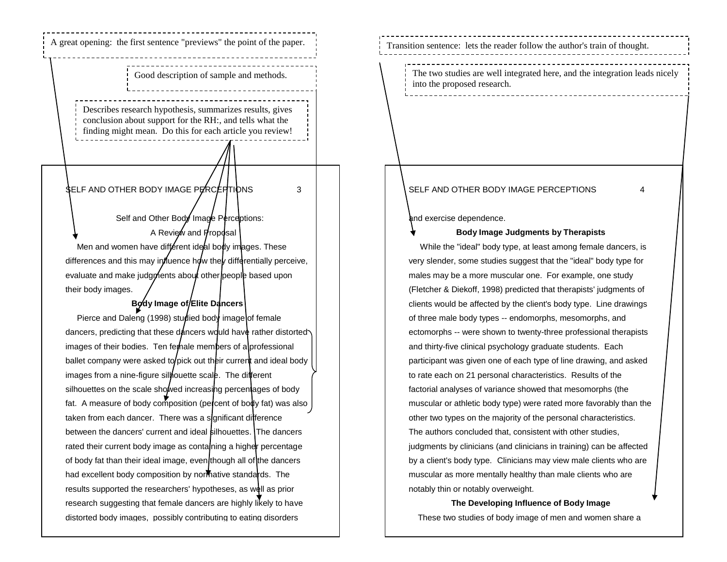A great opening: the first sentence "previews" the point of the paper.

Good description of sample and methods.

Describes research hypothesis, summarizes results, gives conclusion about support for the RH:, and tells what the finding might mean. Do this for each article you review!

Transition sentence: lets the reader follow the author's train of thought.

The two studies are well integrated here, and the integration leads nicely into the proposed research.

Self and Other Body Image Perceptions:

A Review and Proposal

Men and women have different ideal body images. These differences and this may influence how they differentially perceive, evaluate and make judgments about other people based upon their body images.

**Body Image of Elite Dancers**

Pierce and Daleng (1998) studied body image of female dancers, predicting that these dancers would have rather distorted images of their bodies. Ten female members of a professional ballet company were asked to pick out their current and ideal body images from a nine-figure silhouette scale. The different silhouettes on the scale showed increasing percentages of body fat. A measure of body composition (percent of body fat) was also taken from each dancer. There was a significant difference between the dancers' current and ideal silhouettes. The dancers rated their current body image as containing a higher percentage of body fat than their ideal image, even though all of the dancers had excellent body composition by normative standards. The results supported the researchers' hypotheses, as well as prior research suggesting that female dancers are highly likely to have distorted body images, possibly contributing to eating disorders and exercise dependence.

**Body Image Judgments by Therapists**

While the "ideal" body type, at least among female dancers, is very slender, some studies suggest that the "ideal" body type for males may be a more muscular one. For example, one study (Fletcher & Diekoff, 1998) predicted that therapists' judgments of clients would be affected by the client's body type. Line drawings of three male body types -- endomorphs, mesomorphs, and ectomorphs -- were shown to twenty-three professional therapists and thirty-five clinical psychology graduate students. Each participant was given one of each type of line drawing, and asked to rate each on 21 personal characteristics. Results of the factorial analyses of variance showed that mesomorphs (the muscular or athletic body type) were rated more favorably than the other two types on the majority of the personal characteristics. The authors concluded that, consistent with other studies, judgments by clinicians (and clinicians in training) can be affected by a client's body type. Clinicians may view male clients who are muscular as more mentally healthy than male clients who are notably thin or notably overweight.

**The Developing Influence of Body Image**

These two studies of body image of men and women share a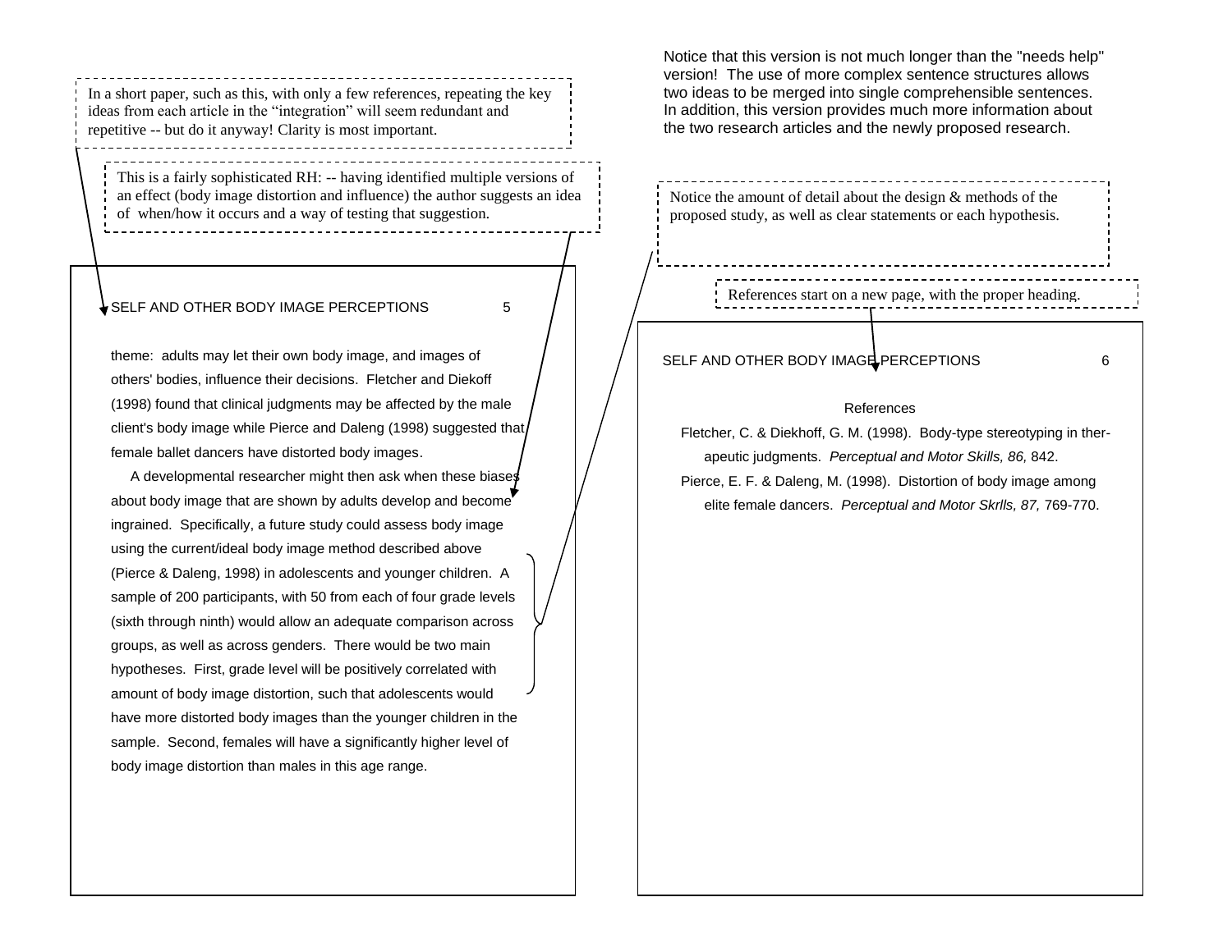In a short paper, such as this, with only a few references, repeating the key ideas from each article in the "integration" will seem redundant and repetitive -- but do it anyway! Clarity is most important.

This is a fairly sophisticated RH: -- having identified multiple versions of an effect (body image distortion and influence) the author suggests an idea of when/how it occurs and a way of testing that suggestion.

theme: adults may let their own body image, and images of others' bodies, influence their decisions. Fletcher and Diekoff (1998) found that clinical judgments may be affected by the male client's body image while Pierce and Daleng (1998) suggested that female ballet dancers have distorted body images.

A developmental researcher might then ask when these biases about body image that are shown by adults develop and become ingrained. Specifically, a future study could assess body image using the current/ideal body image method described above (Pierce & Daleng, 1998) in adolescents and younger children. A sample of 200 participants, with 50 from each of four grade levels (sixth through ninth) would allow an adequate comparison across groups, as well as across genders. There would be two main hypotheses. First, grade level will be positively correlated with amount of body image distortion, such that adolescents would have more distorted body images than the younger children in the sample. Second, females will have a significantly higher level of body image distortion than males in this age range.

Notice that this version is not much longer than the "needs help" version! The use of more complex sentence structures allows two ideas to be merged into single comprehensible sentences. In addition, this version provides much more information about the two research articles and the newly proposed research.

Notice the amount of detail about the design & methods of the proposed study, as well as clear statements or each hypothesis.

References start on a new page, with the proper heading.

References

Fletcher, C. & Diekhoff, G. M. (1998). Body-type stereotyping in therapeutic judgments. *Perceptual and Motor Skills, 86,* 842.

Pierce, E. F. & Daleng, M. (1998). Distortion of body image among elite female dancers. *Perceptual and Motor Skrlls, 87,* 769-770.